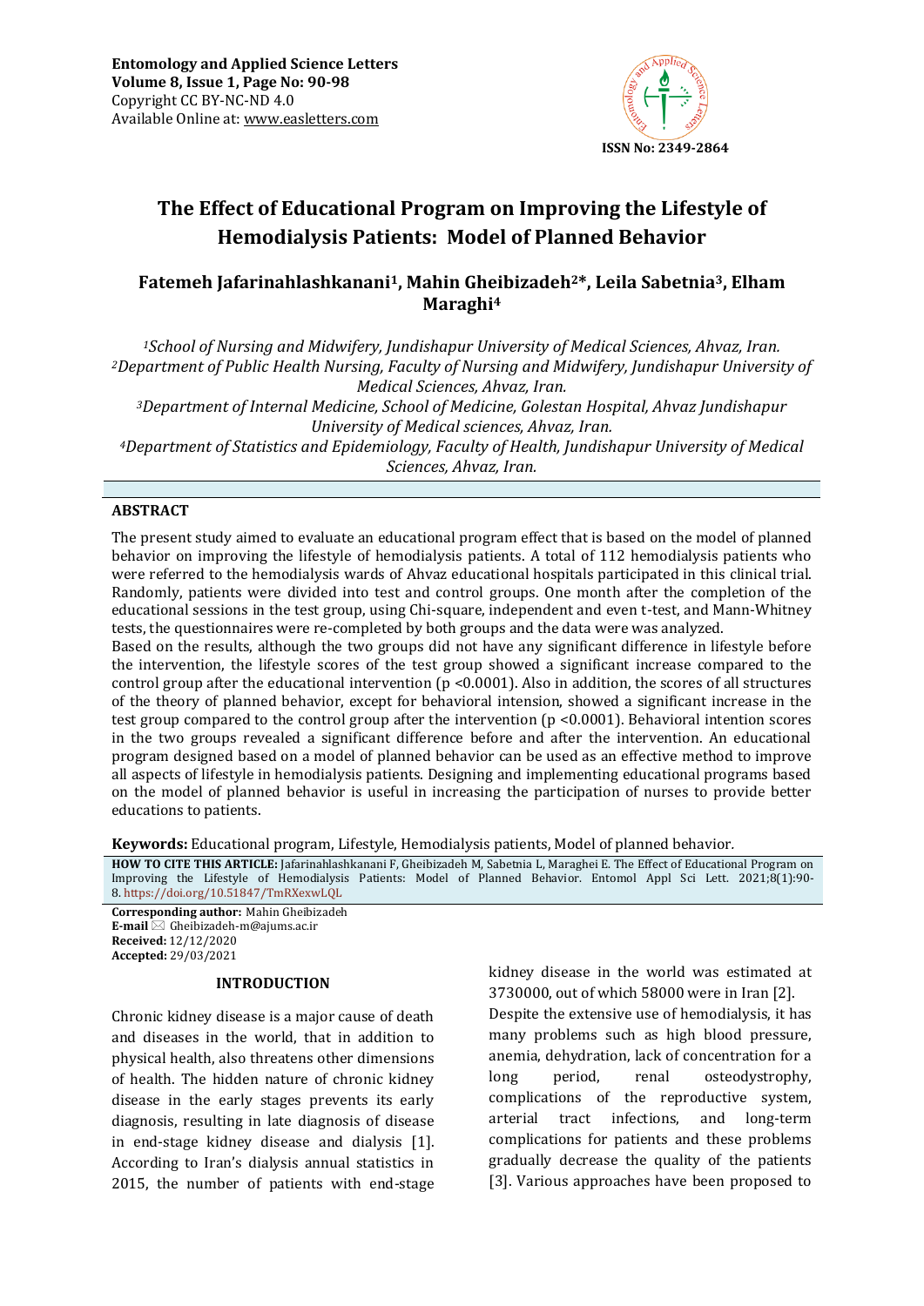# The Effect of Educational Program on Improving the Lifestyle of Hemodialysis Patients: Model of Planned Behavior

**Fatemeh Jafarinahlashkanani[1], Mahin Gheibizadeh[2]*, Leila Sabetnia[3], Elham Maraghi[4]**

*[1]School of Nursing and Midwifery, Jundishapur University of Medical Sciences, Ahvaz, Iran.*
*[2]Department of Public Health Nursing, Faculty of Nursing and Midwifery, Jundishapur University of Medical Sciences, Ahvaz, Iran.*
*[3]Department of Internal Medicine, School of Medicine, Golestan Hospital, Ahvaz Jundishapur University of Medical sciences, Ahvaz, Iran.*
*[4]Department of Statistics and Epidemiology, Faculty of Health, Jundishapur University of Medical Sciences, Ahvaz, Iran.*

## ABSTRACT

The present study aimed to evaluate an educational program effect that is based on the model of planned behavior on improving the lifestyle of hemodialysis patients. A total of 112 hemodialysis patients who were referred to the hemodialysis wards of Ahvaz educational hospitals participated in this clinical trial. Randomly, patients were divided into test and control groups. One month after the completion of the educational sessions in the test group, using Chi-square, independent and even t-test, and Mann-Whitney tests, the questionnaires were re-completed by both groups and the data were was analyzed.

Based on the results, although the two groups did not have any significant difference in lifestyle before the intervention, the lifestyle scores of the test group showed a significant increase compared to the control group after the educational intervention ($p < 0.0001$). Also in addition, the scores of all structures of the theory of planned behavior, except for behavioral intension, showed a significant increase in the test group compared to the control group after the intervention ($p < 0.0001$). Behavioral intention scores in the two groups revealed a significant difference before and after the intervention. An educational program designed based on a model of planned behavior can be used as an effective method to improve all aspects of lifestyle in hemodialysis patients. Designing and implementing educational programs based on the model of planned behavior is useful in increasing the participation of nurses to provide better educations to patients.

**Keywords:** Educational program, Lifestyle, Hemodialysis patients, Model of planned behavior.

**HOW TO CITE THIS ARTICLE:** Jafarinahlashkanani F, Gheibizadeh M, Sabetnia L, Maraghei E. The Effect of Educational Program on Improving the Lifestyle of Hemodialysis Patients: Model of Planned Behavior. Entomol Appl Sci Lett. 2021;8(1):90-8. https://doi.org/10.51847/TmRXexwLQL

**Corresponding author:** Mahin Gheibizadeh
**E-mail** ✉ Gheibizadeh-m@ajums.ac.ir
**Received:** 12/12/2020
**Accepted:** 29/03/2021

## INTRODUCTION

Chronic kidney disease is a major cause of death and diseases in the world, that in addition to physical health, also threatens other dimensions of health. The hidden nature of chronic kidney disease in the early stages prevents its early diagnosis, resulting in late diagnosis of disease in end-stage kidney disease and dialysis [1]. According to Iran's dialysis annual statistics in 2015, the number of patients with end-stage kidney disease in the world was estimated at 3730000, out of which 58000 were in Iran [2].

Despite the extensive use of hemodialysis, it has many problems such as high blood pressure, anemia, dehydration, lack of concentration for a long period, renal osteodystrophy, complications of the reproductive system, arterial tract infections, and long-term complications for patients and these problems gradually decrease the quality of the patients [3]. Various approaches have been proposed to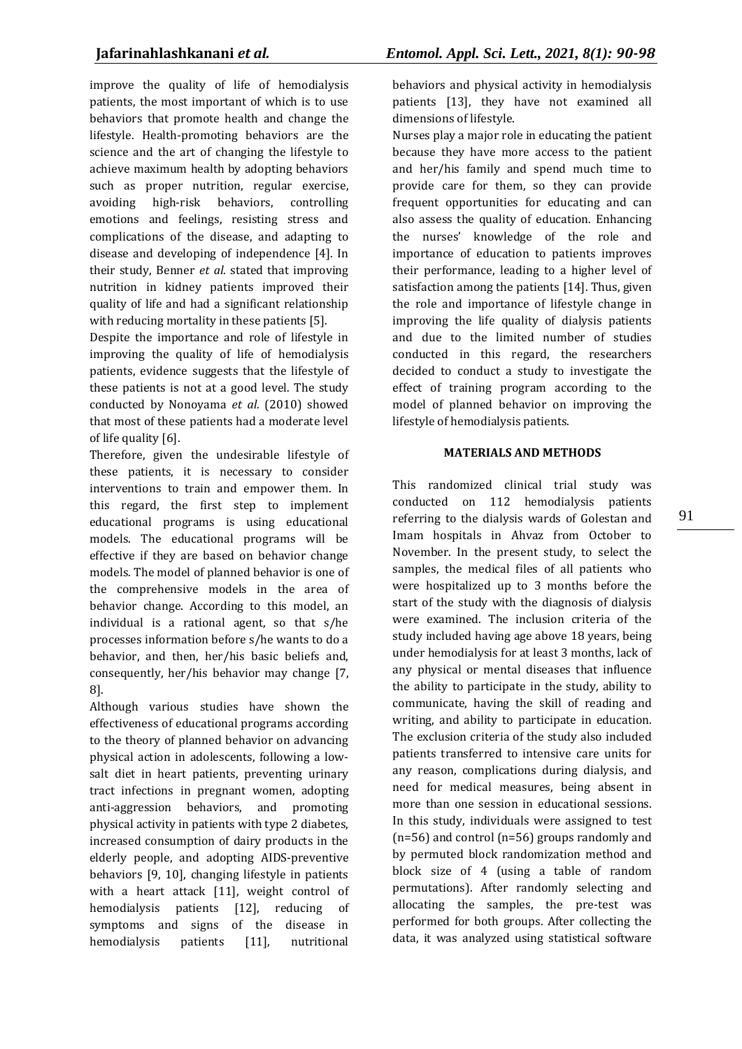improve the quality of life of hemodialysis patients, the most important of which is to use behaviors that promote health and change the lifestyle. Health-promoting behaviors are the science and the art of changing the lifestyle to achieve maximum health by adopting behaviors such as proper nutrition, regular exercise, avoiding high-risk behaviors, controlling emotions and feelings, resisting stress and complications of the disease, and adapting to disease and developing of independence [4]. In their study, Benner *et al.* stated that improving nutrition in kidney patients improved their quality of life and had a significant relationship with reducing mortality in these patients [5].

Despite the importance and role of lifestyle in improving the quality of life of hemodialysis patients, evidence suggests that the lifestyle of these patients is not at a good level. The study conducted by Nonoyama *et al.* (2010) showed that most of these patients had a moderate level of life quality [6].

Therefore, given the undesirable lifestyle of these patients, it is necessary to consider interventions to train and empower them. In this regard, the first step to implement educational programs is using educational models. The educational programs will be effective if they are based on behavior change models. The model of planned behavior is one of the comprehensive models in the area of behavior change. According to this model, an individual is a rational agent, so that s/he processes information before s/he wants to do a behavior, and then, her/his basic beliefs and, consequently, her/his behavior may change [7, 8].

Although various studies have shown the effectiveness of educational programs according to the theory of planned behavior on advancing physical action in adolescents, following a low-salt diet in heart patients, preventing urinary tract infections in pregnant women, adopting anti-aggression behaviors, and promoting physical activity in patients with type 2 diabetes, increased consumption of dairy products in the elderly people, and adopting AIDS-preventive behaviors [9, 10], changing lifestyle in patients with a heart attack [11], weight control of hemodialysis patients [12], reducing of symptoms and signs of the disease in hemodialysis patients [11], nutritional behaviors and physical activity in hemodialysis patients [13], they have not examined all dimensions of lifestyle.

Nurses play a major role in educating the patient because they have more access to the patient and her/his family and spend much time to provide care for them, so they can provide frequent opportunities for educating and can also assess the quality of education. Enhancing the nurses' knowledge of the role and importance of education to patients improves their performance, leading to a higher level of satisfaction among the patients [14]. Thus, given the role and importance of lifestyle change in improving the life quality of dialysis patients and due to the limited number of studies conducted in this regard, the researchers decided to conduct a study to investigate the effect of training program according to the model of planned behavior on improving the lifestyle of hemodialysis patients.

## MATERIALS AND METHODS

This randomized clinical trial study was conducted on 112 hemodialysis patients referring to the dialysis wards of Golestan and Imam hospitals in Ahvaz from October to November. In the present study, to select the samples, the medical files of all patients who were hospitalized up to 3 months before the start of the study with the diagnosis of dialysis were examined. The inclusion criteria of the study included having age above 18 years, being under hemodialysis for at least 3 months, lack of any physical or mental diseases that influence the ability to participate in the study, ability to communicate, having the skill of reading and writing, and ability to participate in education. The exclusion criteria of the study also included patients transferred to intensive care units for any reason, complications during dialysis, and need for medical measures, being absent in more than one session in educational sessions. In this study, individuals were assigned to test (n=56) and control (n=56) groups randomly and by permuted block randomization method and block size of 4 (using a table of random permutations). After randomly selecting and allocating the samples, the pre-test was performed for both groups. After collecting the data, it was analyzed using statistical software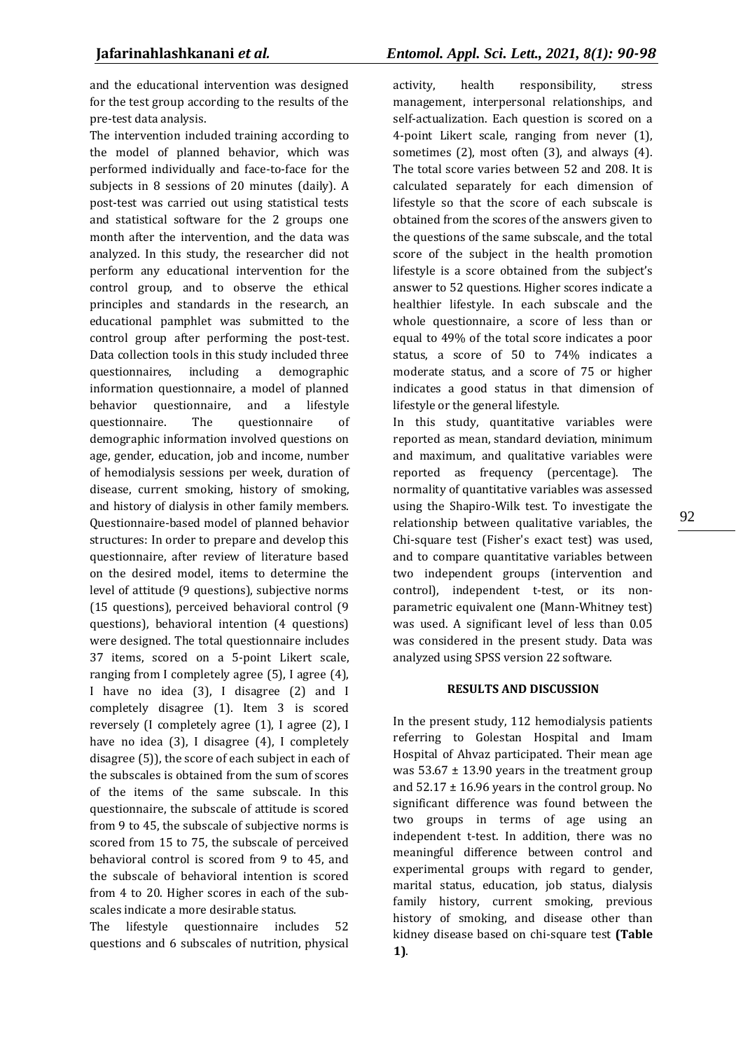and the educational intervention was designed for the test group according to the results of the pre-test data analysis.

The intervention included training according to the model of planned behavior, which was performed individually and face-to-face for the subjects in 8 sessions of 20 minutes (daily). A post-test was carried out using statistical tests and statistical software for the 2 groups one month after the intervention, and the data was analyzed. In this study, the researcher did not perform any educational intervention for the control group, and to observe the ethical principles and standards in the research, an educational pamphlet was submitted to the control group after performing the post-test. Data collection tools in this study included three questionnaires, including a demographic information questionnaire, a model of planned behavior questionnaire, and a lifestyle questionnaire. The questionnaire of demographic information involved questions on age, gender, education, job and income, number of hemodialysis sessions per week, duration of disease, current smoking, history of smoking, and history of dialysis in other family members. Questionnaire-based model of planned behavior structures: In order to prepare and develop this questionnaire, after review of literature based on the desired model, items to determine the level of attitude (9 questions), subjective norms (15 questions), perceived behavioral control (9 questions), behavioral intention (4 questions) were designed. The total questionnaire includes 37 items, scored on a 5-point Likert scale, ranging from I completely agree (5), I agree (4), I have no idea (3), I disagree (2) and I completely disagree (1). Item 3 is scored reversely (I completely agree (1), I agree (2), I have no idea (3), I disagree (4), I completely disagree (5)), the score of each subject in each of the subscales is obtained from the sum of scores of the items of the same subscale. In this questionnaire, the subscale of attitude is scored from 9 to 45, the subscale of subjective norms is scored from 15 to 75, the subscale of perceived behavioral control is scored from 9 to 45, and the subscale of behavioral intention is scored from 4 to 20. Higher scores in each of the sub-scales indicate a more desirable status.

The lifestyle questionnaire includes 52 questions and 6 subscales of nutrition, physical activity, health responsibility, stress management, interpersonal relationships, and self-actualization. Each question is scored on a 4-point Likert scale, ranging from never (1), sometimes (2), most often (3), and always (4). The total score varies between 52 and 208. It is calculated separately for each dimension of lifestyle so that the score of each subscale is obtained from the scores of the answers given to the questions of the same subscale, and the total score of the subject in the health promotion lifestyle is a score obtained from the subject's answer to 52 questions. Higher scores indicate a healthier lifestyle. In each subscale and the whole questionnaire, a score of less than or equal to 49% of the total score indicates a poor status, a score of 50 to 74% indicates a moderate status, and a score of 75 or higher indicates a good status in that dimension of lifestyle or the general lifestyle.

In this study, quantitative variables were reported as mean, standard deviation, minimum and maximum, and qualitative variables were reported as frequency (percentage). The normality of quantitative variables was assessed using the Shapiro-Wilk test. To investigate the relationship between qualitative variables, the Chi-square test (Fisher's exact test) was used, and to compare quantitative variables between two independent groups (intervention and control), independent t-test, or its non-parametric equivalent one (Mann-Whitney test) was used. A significant level of less than 0.05 was considered in the present study. Data was analyzed using SPSS version 22 software.

## RESULTS AND DISCUSSION

In the present study, 112 hemodialysis patients referring to Golestan Hospital and Imam Hospital of Ahvaz participated. Their mean age was $53.67 \pm 13.90$ years in the treatment group and $52.17 \pm 16.96$ years in the control group. No significant difference was found between the two groups in terms of age using an independent t-test. In addition, there was no meaningful difference between control and experimental groups with regard to gender, marital status, education, job status, dialysis family history, current smoking, previous history of smoking, and disease other than kidney disease based on chi-square test **(Table 1)**.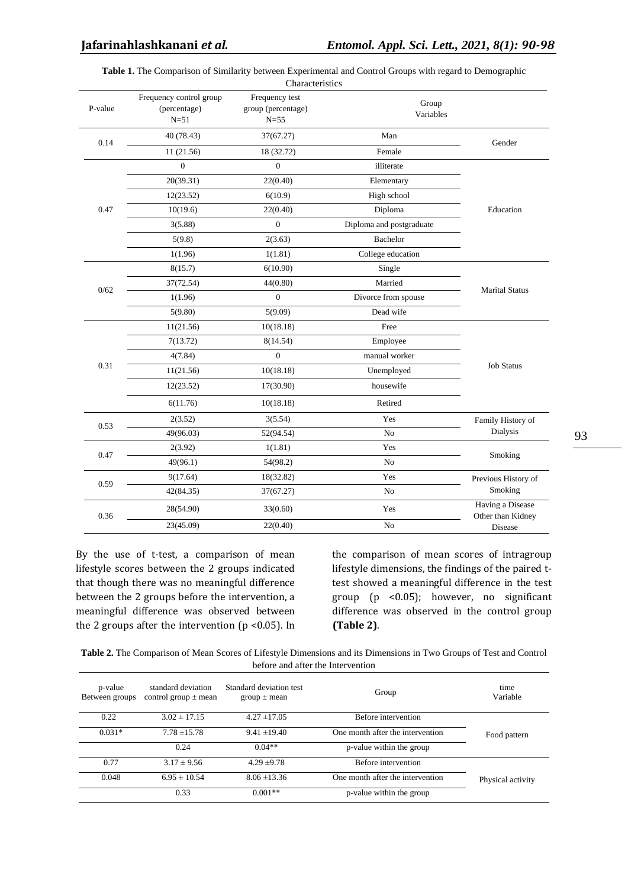**Table 1.** The Comparison of Similarity between Experimental and Control Groups with regard to Demographic Characteristics

| P-value | Frequency control group (percentage) N=51 | Frequency test group (percentage) N=55 | Group Variables | |
|---|---|---|---|---|
| 0.14 | 40 (78.43) | 37(67.27) | Man | Gender |
| | 11 (21.56) | 18 (32.72) | Female | |
| 0.47 | 0 | 0 | illiterate | Education |
| | 20(39.31) | 22(0.40) | Elementary | |
| | 12(23.52) | 6(10.9) | High school | |
| | 10(19.6) | 22(0.40) | Diploma | |
| | 3(5.88) | 0 | Diploma and postgraduate | |
| | 5(9.8) | 2(3.63) | Bachelor | |
| | 1(1.96) | 1(1.81) | College education | |
| 0/62 | 8(15.7) | 6(10.90) | Single | Marital Status |
| | 37(72.54) | 44(0.80) | Married | |
| | 1(1.96) | 0 | Divorce from spouse | |
| | 5(9.80) | 5(9.09) | Dead wife | |
| 0.31 | 11(21.56) | 10(18.18) | Free | Job Status |
| | 7(13.72) | 8(14.54) | Employee | |
| | 4(7.84) | 0 | manual worker | |
| | 11(21.56) | 10(18.18) | Unemployed | |
| | 12(23.52) | 17(30.90) | housewife | |
| | 6(11.76) | 10(18.18) | Retired | |
| 0.53 | 2(3.52) | 3(5.54) | Yes | Family History of Dialysis |
| | 49(96.03) | 52(94.54) | No | |
| 0.47 | 2(3.92) | 1(1.81) | Yes | Smoking |
| | 49(96.1) | 54(98.2) | No | |
| 0.59 | 9(17.64) | 18(32.82) | Yes | Previous History of Smoking |
| | 42(84.35) | 37(67.27) | No | |
| 0.36 | 28(54.90) | 33(0.60) | Yes | Having a Disease Other than Kidney Disease |
| | 23(45.09) | 22(0.40) | No | |

By the use of t-test, a comparison of mean lifestyle scores between the 2 groups indicated that though there was no meaningful difference between the 2 groups before the intervention, a meaningful difference was observed between the 2 groups after the intervention ($p < 0.05$). In the comparison of mean scores of intragroup lifestyle dimensions, the findings of the paired t-test showed a meaningful difference in the test group ($p < 0.05$); however, no significant difference was observed in the control group **(Table 2)**.

**Table 2.** The Comparison of Mean Scores of Lifestyle Dimensions and its Dimensions in Two Groups of Test and Control before and after the Intervention

| p-value Between groups | standard deviation control group ± mean | Standard deviation test group ± mean | Group | time Variable |
|---|---|---|---|---|
| 0.22 | 3.02 ± 17.15 | 4.27 ±17.05 | Before intervention | Food pattern |
| 0.031* | 7.78 ±15.78 | 9.41 ±19.40 | One month after the intervention | |
| | 0.24 | 0.04** | p-value within the group | |
| 0.77 | 3.17 ± 9.56 | 4.29 ±9.78 | Before intervention | Physical activity |
| 0.048 | 6.95 ± 10.54 | 8.06 ±13.36 | One month after the intervention | |
| | 0.33 | 0.001** | p-value within the group | |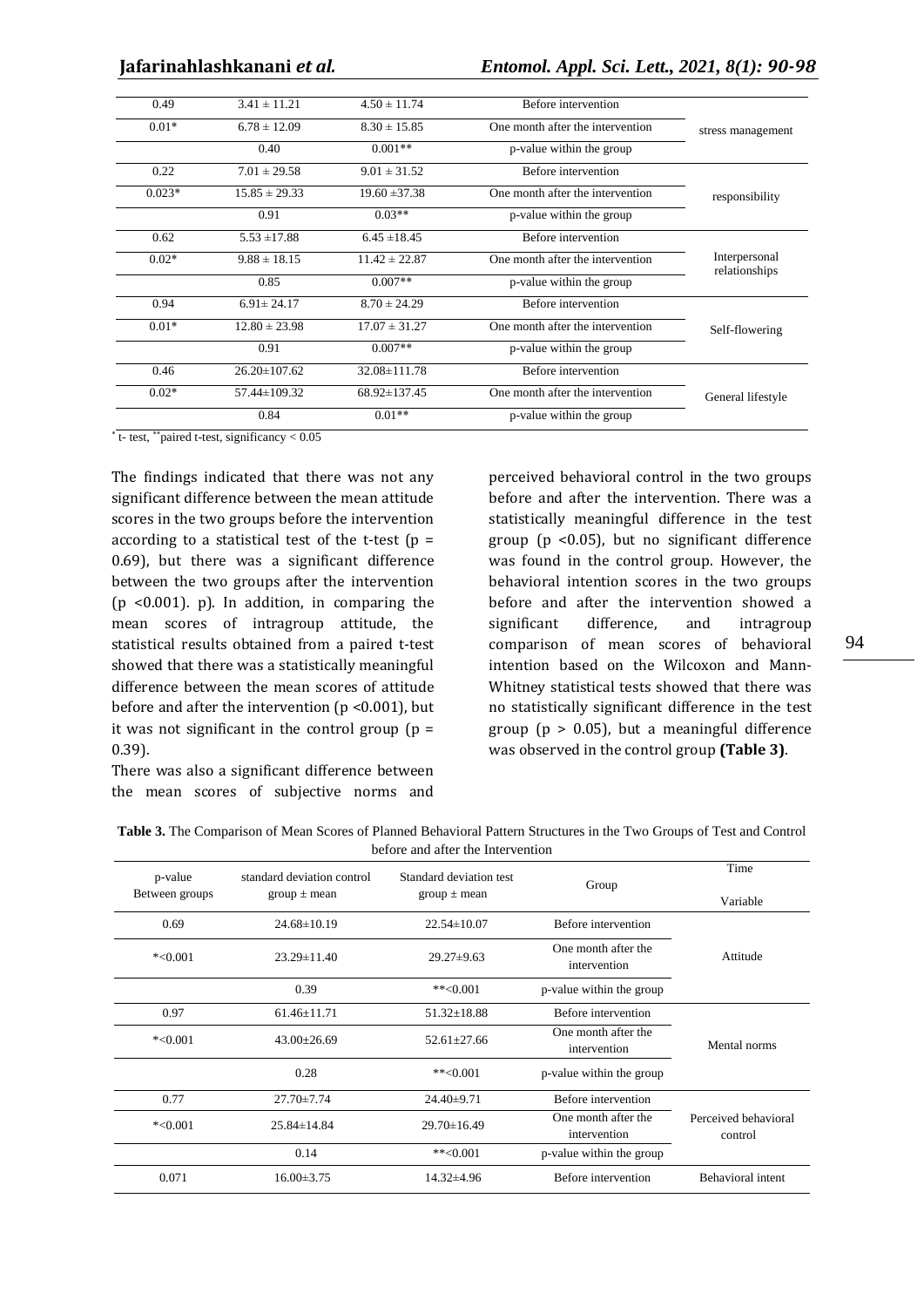| | | | | |
|---|---|---|---|---|
| 0.49 | 3.41 ± 11.21 | 4.50 ± 11.74 | Before intervention | stress management |
| 0.01* | 6.78 ± 12.09 | 8.30 ± 15.85 | One month after the intervention | |
| | 0.40 | 0.001** | p-value within the group | |
| 0.22 | 7.01 ± 29.58 | 9.01 ± 31.52 | Before intervention | responsibility |
| 0.023* | 15.85 ± 29.33 | 19.60 ±37.38 | One month after the intervention | |
| | 0.91 | 0.03** | p-value within the group | |
| 0.62 | 5.53 ±17.88 | 6.45 ±18.45 | Before intervention | Interpersonal relationships |
| 0.02* | 9.88 ± 18.15 | 11.42 ± 22.87 | One month after the intervention | |
| | 0.85 | 0.007** | p-value within the group | |
| 0.94 | 6.91± 24.17 | 8.70 ± 24.29 | Before intervention | Self-flowering |
| 0.01* | 12.80 ± 23.98 | 17.07 ± 31.27 | One month after the intervention | |
| | 0.91 | 0.007** | p-value within the group | |
| 0.46 | 26.20±107.62 | 32.08±111.78 | Before intervention | General lifestyle |
| 0.02* | 57.44±109.32 | 68.92±137.45 | One month after the intervention | |
| | 0.84 | 0.01** | p-value within the group | |

* t- test, ** paired t-test, significancy < 0.05

The findings indicated that there was not any significant difference between the mean attitude scores in the two groups before the intervention according to a statistical test of the t-test ($p = 0.69$), but there was a significant difference between the two groups after the intervention ($p < 0.001$). p). In addition, in comparing the mean scores of intragroup attitude, the statistical results obtained from a paired t-test showed that there was a statistically meaningful difference between the mean scores of attitude before and after the intervention ($p < 0.001$), but it was not significant in the control group ($p = 0.39$).

There was also a significant difference between the mean scores of subjective norms and perceived behavioral control in the two groups before and after the intervention. There was a statistically meaningful difference in the test group ($p < 0.05$), but no significant difference was found in the control group. However, the behavioral intention scores in the two groups before and after the intervention showed a significant difference, and intragroup comparison of mean scores of behavioral intention based on the Wilcoxon and Mann-Whitney statistical tests showed that there was no statistically significant difference in the test group ($p > 0.05$), but a meaningful difference was observed in the control group **(Table 3)**.

**Table 3.** The Comparison of Mean Scores of Planned Behavioral Pattern Structures in the Two Groups of Test and Control before and after the Intervention

| p-value Between groups | standard deviation control group ± mean | Standard deviation test group ± mean | Group | Time / Variable |
|---|---|---|---|---|
| 0.69 | 24.68±10.19 | 22.54±10.07 | Before intervention | Attitude |
| *<0.001 | 23.29±11.40 | 29.27±9.63 | One month after the intervention | |
| | 0.39 | **<0.001 | p-value within the group | |
| 0.97 | 61.46±11.71 | 51.32±18.88 | Before intervention | Mental norms |
| *<0.001 | 43.00±26.69 | 52.61±27.66 | One month after the intervention | |
| | 0.28 | **<0.001 | p-value within the group | |
| 0.77 | 27.70±7.74 | 24.40±9.71 | Before intervention | Perceived behavioral control |
| *<0.001 | 25.84±14.84 | 29.70±16.49 | One month after the intervention | |
| | 0.14 | **<0.001 | p-value within the group | |
| 0.071 | 16.00±3.75 | 14.32±4.96 | Before intervention | Behavioral intent |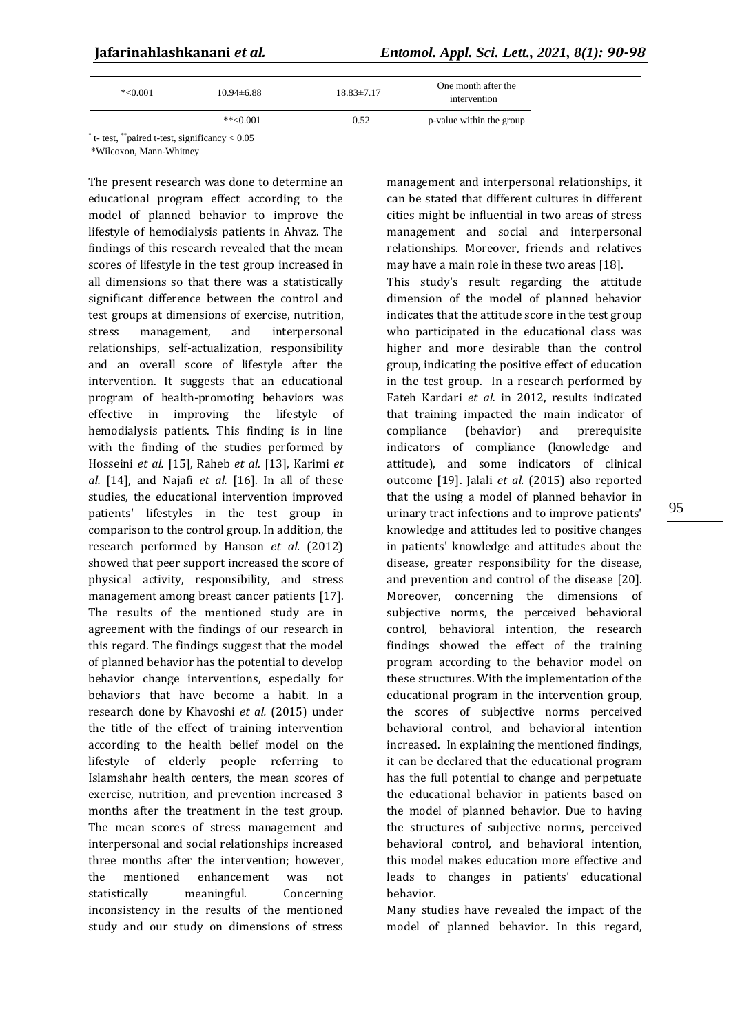| *<0.001 | 10.94±6.88 | 18.83±7.17 | One month after the intervention |
|---|---|---|---|
| | **<0.001 | 0.52 | p-value within the group |

* t- test, ** paired t-test, significancy < 0.05

*Wilcoxon, Mann-Whitney

The present research was done to determine an educational program effect according to the model of planned behavior to improve the lifestyle of hemodialysis patients in Ahvaz. The findings of this research revealed that the mean scores of lifestyle in the test group increased in all dimensions so that there was a statistically significant difference between the control and test groups at dimensions of exercise, nutrition, stress management, and interpersonal relationships, self-actualization, responsibility and an overall score of lifestyle after the intervention. It suggests that an educational program of health-promoting behaviors was effective in improving the lifestyle of hemodialysis patients. This finding is in line with the finding of the studies performed by Hosseini *et al.* [15], Raheb *et al.* [13], Karimi *et al.* [14], and Najafi *et al.* [16]. In all of these studies, the educational intervention improved patients' lifestyles in the test group in comparison to the control group. In addition, the research performed by Hanson *et al.* (2012) showed that peer support increased the score of physical activity, responsibility, and stress management among breast cancer patients [17]. The results of the mentioned study are in agreement with the findings of our research in this regard. The findings suggest that the model of planned behavior has the potential to develop behavior change interventions, especially for behaviors that have become a habit. In a research done by Khavoshi *et al.* (2015) under the title of the effect of training intervention according to the health belief model on the lifestyle of elderly people referring to Islamshahr health centers, the mean scores of exercise, nutrition, and prevention increased 3 months after the treatment in the test group. The mean scores of stress management and interpersonal and social relationships increased three months after the intervention; however, the mentioned enhancement was not statistically meaningful. Concerning inconsistency in the results of the mentioned study and our study on dimensions of stress management and interpersonal relationships, it can be stated that different cultures in different cities might be influential in two areas of stress management and social and interpersonal relationships. Moreover, friends and relatives may have a main role in these two areas [18].

This study's result regarding the attitude dimension of the model of planned behavior indicates that the attitude score in the test group who participated in the educational class was higher and more desirable than the control group, indicating the positive effect of education in the test group. In a research performed by Fateh Kardari *et al.* in 2012, results indicated that training impacted the main indicator of compliance (behavior) and prerequisite indicators of compliance (knowledge and attitude), and some indicators of clinical outcome [19]. Jalali *et al.* (2015) also reported that the using a model of planned behavior in urinary tract infections and to improve patients' knowledge and attitudes led to positive changes in patients' knowledge and attitudes about the disease, greater responsibility for the disease, and prevention and control of the disease [20]. Moreover, concerning the dimensions of subjective norms, the perceived behavioral control, behavioral intention, the research findings showed the effect of the training program according to the behavior model on these structures. With the implementation of the educational program in the intervention group, the scores of subjective norms perceived behavioral control, and behavioral intention increased. In explaining the mentioned findings, it can be declared that the educational program has the full potential to change and perpetuate the educational behavior in patients based on the model of planned behavior. Due to having the structures of subjective norms, perceived behavioral control, and behavioral intention, this model makes education more effective and leads to changes in patients' educational behavior.

Many studies have revealed the impact of the model of planned behavior. In this regard,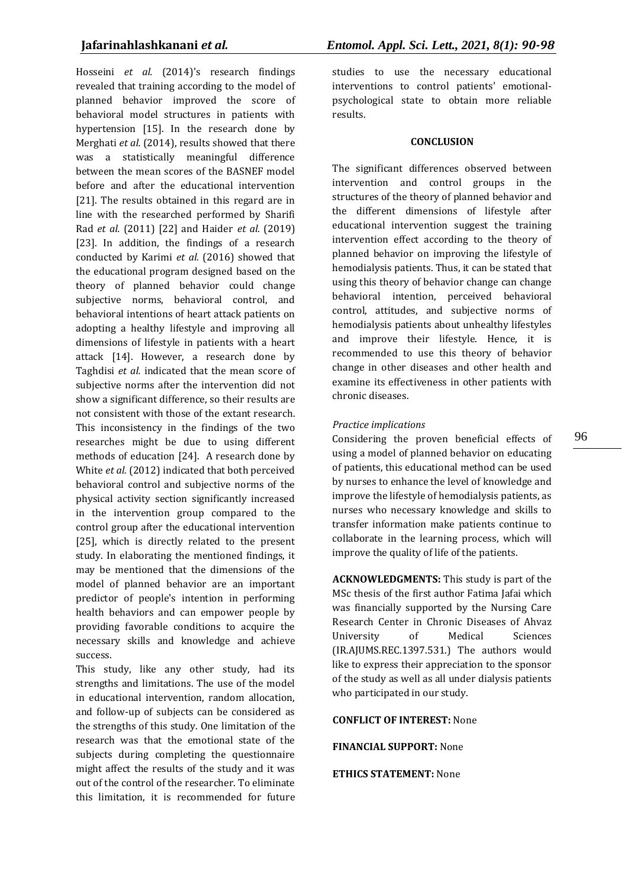Hosseini *et al.* (2014)'s research findings revealed that training according to the model of planned behavior improved the score of behavioral model structures in patients with hypertension [15]. In the research done by Merghati *et al.* (2014), results showed that there was a statistically meaningful difference between the mean scores of the BASNEF model before and after the educational intervention [21]. The results obtained in this regard are in line with the researched performed by Sharifi Rad *et al.* (2011) [22] and Haider *et al.* (2019) [23]. In addition, the findings of a research conducted by Karimi *et al.* (2016) showed that the educational program designed based on the theory of planned behavior could change subjective norms, behavioral control, and behavioral intentions of heart attack patients on adopting a healthy lifestyle and improving all dimensions of lifestyle in patients with a heart attack [14]. However, a research done by Taghdisi *et al.* indicated that the mean score of subjective norms after the intervention did not show a significant difference, so their results are not consistent with those of the extant research. This inconsistency in the findings of the two researches might be due to using different methods of education [24]. A research done by White *et al.* (2012) indicated that both perceived behavioral control and subjective norms of the physical activity section significantly increased in the intervention group compared to the control group after the educational intervention [25], which is directly related to the present study. In elaborating the mentioned findings, it may be mentioned that the dimensions of the model of planned behavior are an important predictor of people's intention in performing health behaviors and can empower people by providing favorable conditions to acquire the necessary skills and knowledge and achieve success.

This study, like any other study, had its strengths and limitations. The use of the model in educational intervention, random allocation, and follow-up of subjects can be considered as the strengths of this study. One limitation of the research was that the emotional state of the subjects during completing the questionnaire might affect the results of the study and it was out of the control of the researcher. To eliminate this limitation, it is recommended for future studies to use the necessary educational interventions to control patients' emotional-psychological state to obtain more reliable results.

## CONCLUSION

The significant differences observed between intervention and control groups in the structures of the theory of planned behavior and the different dimensions of lifestyle after educational intervention suggest the training intervention effect according to the theory of planned behavior on improving the lifestyle of hemodialysis patients. Thus, it can be stated that using this theory of behavior change can change behavioral intention, perceived behavioral control, attitudes, and subjective norms of hemodialysis patients about unhealthy lifestyles and improve their lifestyle. Hence, it is recommended to use this theory of behavior change in other diseases and other health and examine its effectiveness in other patients with chronic diseases.

*Practice implications*

Considering the proven beneficial effects of using a model of planned behavior on educating of patients, this educational method can be used by nurses to enhance the level of knowledge and improve the lifestyle of hemodialysis patients, as nurses who necessary knowledge and skills to transfer information make patients continue to collaborate in the learning process, which will improve the quality of life of the patients.

**ACKNOWLEDGMENTS:** This study is part of the MSc thesis of the first author Fatima Jafai which was financially supported by the Nursing Care Research Center in Chronic Diseases of Ahvaz University of Medical Sciences (IR.AJUMS.REC.1397.531.) The authors would like to express their appreciation to the sponsor of the study as well as all under dialysis patients who participated in our study.

**CONFLICT OF INTEREST:** None

**FINANCIAL SUPPORT:** None

**ETHICS STATEMENT:** None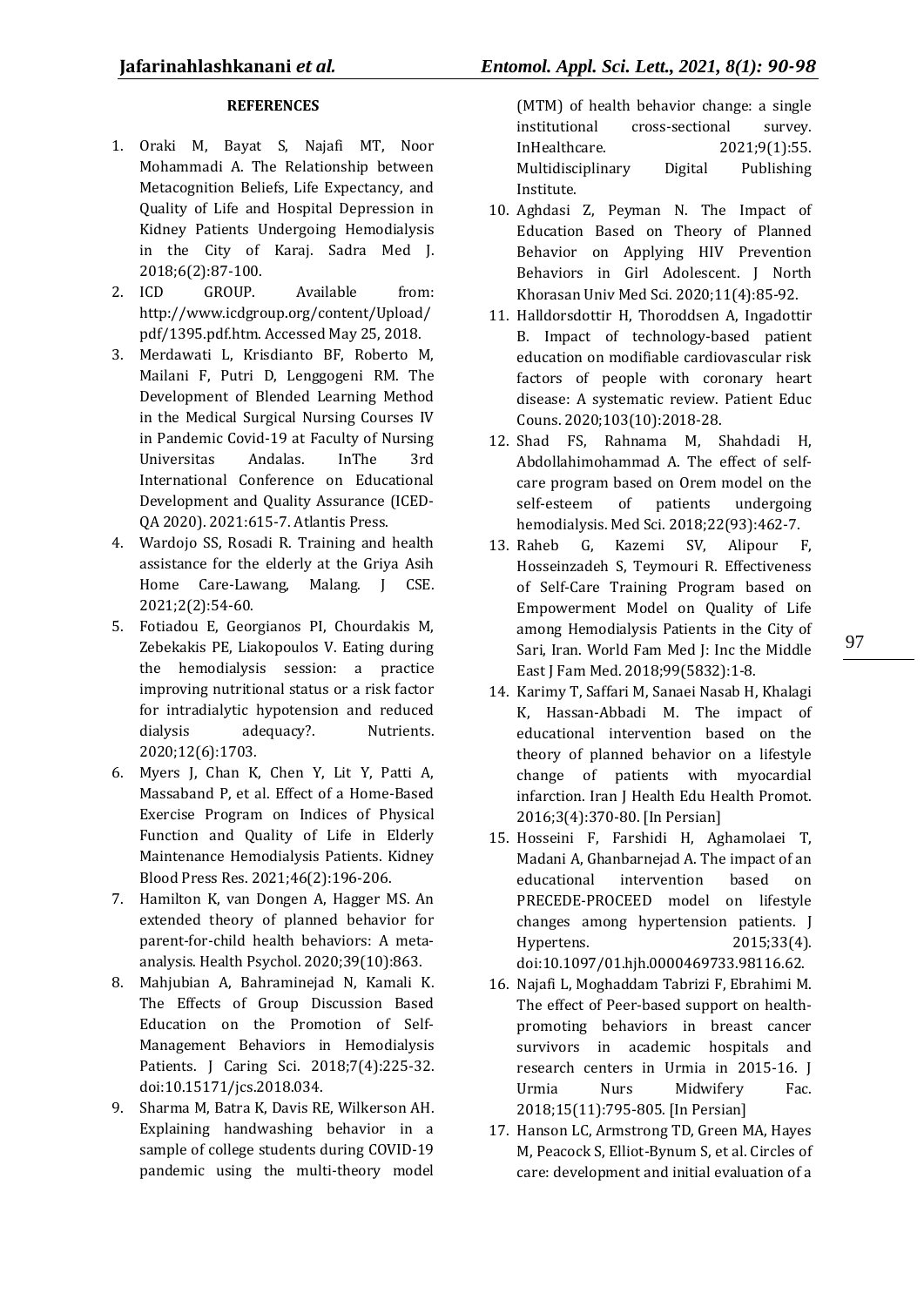**REFERENCES**

1. Oraki M, Bayat S, Najafi MT, Noor Mohammadi A. The Relationship between Metacognition Beliefs, Life Expectancy, and Quality of Life and Hospital Depression in Kidney Patients Undergoing Hemodialysis in the City of Karaj. Sadra Med J. 2018;6(2):87-100.
2. ICD GROUP. Available from: http://www.icdgroup.org/content/Upload/pdf/1395.pdf.htm. Accessed May 25, 2018.
3. Merdawati L, Krisdianto BF, Roberto M, Mailani F, Putri D, Lenggogeni RM. The Development of Blended Learning Method in the Medical Surgical Nursing Courses IV in Pandemic Covid-19 at Faculty of Nursing Universitas Andalas. InThe 3rd International Conference on Educational Development and Quality Assurance (ICED-QA 2020). 2021:615-7. Atlantis Press.
4. Wardojo SS, Rosadi R. Training and health assistance for the elderly at the Griya Asih Home Care-Lawang, Malang. J CSE. 2021;2(2):54-60.
5. Fotiadou E, Georgianos PI, Chourdakis M, Zebekakis PE, Liakopoulos V. Eating during the hemodialysis session: a practice improving nutritional status or a risk factor for intradialytic hypotension and reduced dialysis adequacy?. Nutrients. 2020;12(6):1703.
6. Myers J, Chan K, Chen Y, Lit Y, Patti A, Massaband P, et al. Effect of a Home-Based Exercise Program on Indices of Physical Function and Quality of Life in Elderly Maintenance Hemodialysis Patients. Kidney Blood Press Res. 2021;46(2):196-206.
7. Hamilton K, van Dongen A, Hagger MS. An extended theory of planned behavior for parent-for-child health behaviors: A meta-analysis. Health Psychol. 2020;39(10):863.
8. Mahjubian A, Bahraminejad N, Kamali K. The Effects of Group Discussion Based Education on the Promotion of Self-Management Behaviors in Hemodialysis Patients. J Caring Sci. 2018;7(4):225-32. doi:10.15171/jcs.2018.034.
9. Sharma M, Batra K, Davis RE, Wilkerson AH. Explaining handwashing behavior in a sample of college students during COVID-19 pandemic using the multi-theory model (MTM) of health behavior change: a single institutional cross-sectional survey. InHealthcare. 2021;9(1):55. Multidisciplinary Digital Publishing Institute.
10. Aghdasi Z, Peyman N. The Impact of Education Based on Theory of Planned Behavior on Applying HIV Prevention Behaviors in Girl Adolescent. J North Khorasan Univ Med Sci. 2020;11(4):85-92.
11. Halldorsdottir H, Thoroddsen A, Ingadottir B. Impact of technology-based patient education on modifiable cardiovascular risk factors of people with coronary heart disease: A systematic review. Patient Educ Couns. 2020;103(10):2018-28.
12. Shad FS, Rahnama M, Shahdadi H, Abdollahimohammad A. The effect of self-care program based on Orem model on the self-esteem of patients undergoing hemodialysis. Med Sci. 2018;22(93):462-7.
13. Raheb G, Kazemi SV, Alipour F, Hosseinzadeh S, Teymouri R. Effectiveness of Self-Care Training Program based on Empowerment Model on Quality of Life among Hemodialysis Patients in the City of Sari, Iran. World Fam Med J: Inc the Middle East J Fam Med. 2018;99(5832):1-8.
14. Karimy T, Saffari M, Sanaei Nasab H, Khalagi K, Hassan-Abbadi M. The impact of educational intervention based on the theory of planned behavior on a lifestyle change of patients with myocardial infarction. Iran J Health Edu Health Promot. 2016;3(4):370-80. [In Persian]
15. Hosseini F, Farshidi H, Aghamolaei T, Madani A, Ghanbarnejad A. The impact of an educational intervention based on PRECEDE-PROCEED model on lifestyle changes among hypertension patients. J Hypertens. 2015;33(4). doi:10.1097/01.hjh.0000469733.98116.62.
16. Najafi L, Moghaddam Tabrizi F, Ebrahimi M. The effect of Peer-based support on health-promoting behaviors in breast cancer survivors in academic hospitals and research centers in Urmia in 2015-16. J Urmia Nurs Midwifery Fac. 2018;15(11):795-805. [In Persian]
17. Hanson LC, Armstrong TD, Green MA, Hayes M, Peacock S, Elliot-Bynum S, et al. Circles of care: development and initial evaluation of a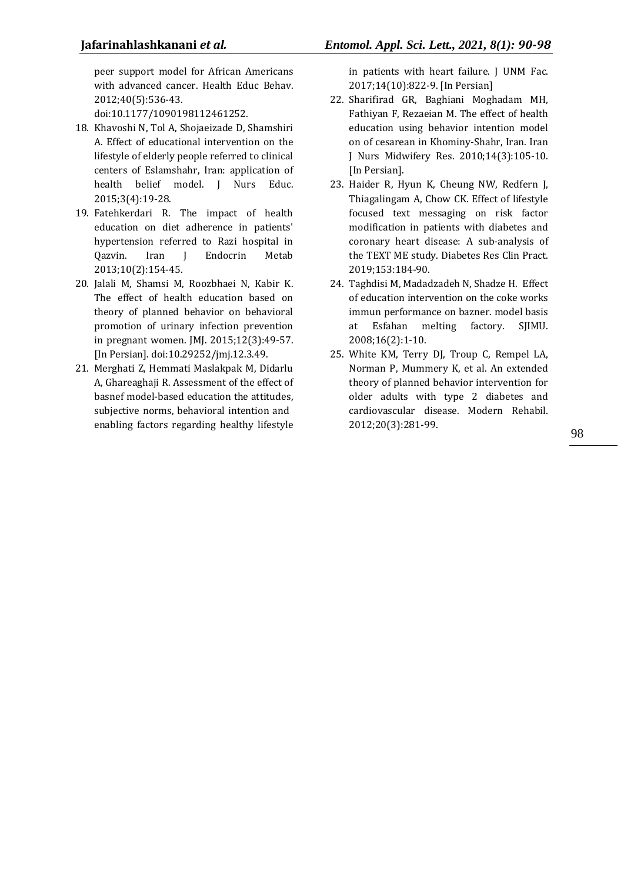peer support model for African Americans with advanced cancer. Health Educ Behav. 2012;40(5):536-43. doi:10.1177/1090198112461252.

18. Khavoshi N, Tol A, Shojaeizade D, Shamshiri A. Effect of educational intervention on the lifestyle of elderly people referred to clinical centers of Eslamshahr, Iran: application of health belief model. J Nurs Educ. 2015;3(4):19-28.
19. Fatehkerdari R. The impact of health education on diet adherence in patients' hypertension referred to Razi hospital in Qazvin. Iran J Endocrin Metab 2013;10(2):154-45.
20. Jalali M, Shamsi M, Roozbhaei N, Kabir K. The effect of health education based on theory of planned behavior on behavioral promotion of urinary infection prevention in pregnant women. JMJ. 2015;12(3):49-57. [In Persian]. doi:10.29252/jmj.12.3.49.
21. Merghati Z, Hemmati Maslakpak M, Didarlu A, Ghareaghaji R. Assessment of the effect of basnef model-based education the attitudes, subjective norms, behavioral intention and enabling factors regarding healthy lifestyle in patients with heart failure. J UNM Fac. 2017;14(10):822-9. [In Persian]
22. Sharifirad GR, Baghiani Moghadam MH, Fathiyan F, Rezaeian M. The effect of health education using behavior intention model on of cesarean in Khominy-Shahr, Iran. Iran J Nurs Midwifery Res. 2010;14(3):105-10. [In Persian].
23. Haider R, Hyun K, Cheung NW, Redfern J, Thiagalingam A, Chow CK. Effect of lifestyle focused text messaging on risk factor modification in patients with diabetes and coronary heart disease: A sub-analysis of the TEXT ME study. Diabetes Res Clin Pract. 2019;153:184-90.
24. Taghdisi M, Madadzadeh N, Shadze H. Effect of education intervention on the coke works immun performance on bazner. model basis at Esfahan melting factory. SJIMU. 2008;16(2):1-10.
25. White KM, Terry DJ, Troup C, Rempel LA, Norman P, Mummery K, et al. An extended theory of planned behavior intervention for older adults with type 2 diabetes and cardiovascular disease. Modern Rehabil. 2012;20(3):281-99.